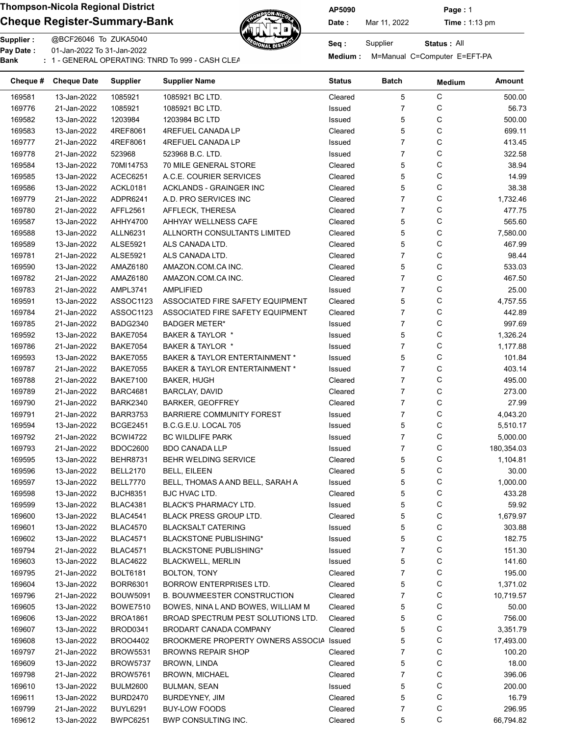**Thompson-Nicola Regional District**

**Cheque Register-Summary-Bank**

**AP5090** **Page :** 1

**Date :** Mar 11, 2022 **Time :** 1:13 pm

**Supplier :** @BCF26046 To ZUKA5040

**Pay Date :** 01-Jan-2022 To 31-Jan-2022

**Bank** : 1 - GENERAL OPERATING: TNRD To 999 - CASH CLEA

**Seq :** Supplier **Status :** All

**Medium :** M=Manual C=Computer E=EFT-PA

| Cheque # | Cheque Date | Supplier | Supplier Name | Status | Batch | Medium | Amount |
|---|---|---|---|---|---|---|---|
| 169581 | 13-Jan-2022 | 1085921 | 1085921 BC LTD. | Cleared | 5 | C | 500.00 |
| 169776 | 21-Jan-2022 | 1085921 | 1085921 BC LTD. | Issued | 7 | C | 56.73 |
| 169582 | 13-Jan-2022 | 1203984 | 1203984 BC LTD | Issued | 5 | C | 500.00 |
| 169583 | 13-Jan-2022 | 4REF8061 | 4REFUEL CANADA LP | Cleared | 5 | C | 699.11 |
| 169777 | 21-Jan-2022 | 4REF8061 | 4REFUEL CANADA LP | Issued | 7 | C | 413.45 |
| 169778 | 21-Jan-2022 | 523968 | 523968 B.C. LTD. | Issued | 7 | C | 322.58 |
| 169584 | 13-Jan-2022 | 70MI14753 | 70 MILE GENERAL STORE | Cleared | 5 | C | 38.94 |
| 169585 | 13-Jan-2022 | ACEC6251 | A.C.E. COURIER SERVICES | Cleared | 5 | C | 14.99 |
| 169586 | 13-Jan-2022 | ACKL0181 | ACKLANDS - GRAINGER INC | Cleared | 5 | C | 38.38 |
| 169779 | 21-Jan-2022 | ADPR6241 | A.D. PRO SERVICES INC | Cleared | 7 | C | 1,732.46 |
| 169780 | 21-Jan-2022 | AFFL2561 | AFFLECK, THERESA | Cleared | 7 | C | 477.75 |
| 169587 | 13-Jan-2022 | AHHY4700 | AHHYAY WELLNESS CAFE | Cleared | 5 | C | 565.60 |
| 169588 | 13-Jan-2022 | ALLN6231 | ALLNORTH CONSULTANTS LIMITED | Cleared | 5 | C | 7,580.00 |
| 169589 | 13-Jan-2022 | ALSE5921 | ALS CANADA LTD. | Cleared | 5 | C | 467.99 |
| 169781 | 21-Jan-2022 | ALSE5921 | ALS CANADA LTD. | Cleared | 7 | C | 98.44 |
| 169590 | 13-Jan-2022 | AMAZ6180 | AMAZON.COM.CA INC. | Cleared | 5 | C | 533.03 |
| 169782 | 21-Jan-2022 | AMAZ6180 | AMAZON.COM.CA INC. | Cleared | 7 | C | 467.50 |
| 169783 | 21-Jan-2022 | AMPL3741 | AMPLIFIED | Issued | 7 | C | 25.00 |
| 169591 | 13-Jan-2022 | ASSOC1123 | ASSOCIATED FIRE SAFETY EQUIPMENT | Cleared | 5 | C | 4,757.55 |
| 169784 | 21-Jan-2022 | ASSOC1123 | ASSOCIATED FIRE SAFETY EQUIPMENT | Cleared | 7 | C | 442.89 |
| 169785 | 21-Jan-2022 | BADG2340 | BADGER METER* | Issued | 7 | C | 997.69 |
| 169592 | 13-Jan-2022 | BAKE7054 | BAKER & TAYLOR * | Issued | 5 | C | 1,326.24 |
| 169786 | 21-Jan-2022 | BAKE7054 | BAKER & TAYLOR * | Issued | 7 | C | 1,177.88 |
| 169593 | 13-Jan-2022 | BAKE7055 | BAKER & TAYLOR ENTERTAINMENT * | Issued | 5 | C | 101.84 |
| 169787 | 21-Jan-2022 | BAKE7055 | BAKER & TAYLOR ENTERTAINMENT * | Issued | 7 | C | 403.14 |
| 169788 | 21-Jan-2022 | BAKE7100 | BAKER, HUGH | Cleared | 7 | C | 495.00 |
| 169789 | 21-Jan-2022 | BARC4681 | BARCLAY, DAVID | Cleared | 7 | C | 273.00 |
| 169790 | 21-Jan-2022 | BARK2340 | BARKER, GEOFFREY | Cleared | 7 | C | 27.99 |
| 169791 | 21-Jan-2022 | BARR3753 | BARRIERE COMMUNITY FOREST | Issued | 7 | C | 4,043.20 |
| 169594 | 13-Jan-2022 | BCGE2451 | B.C.G.E.U. LOCAL 705 | Issued | 5 | C | 5,510.17 |
| 169792 | 21-Jan-2022 | BCWI4722 | BC WILDLIFE PARK | Issued | 7 | C | 5,000.00 |
| 169793 | 21-Jan-2022 | BDOC2600 | BDO CANADA LLP | Issued | 7 | C | 180,354.03 |
| 169595 | 13-Jan-2022 | BEHR8731 | BEHR WELDING SERVICE | Cleared | 5 | C | 1,104.81 |
| 169596 | 13-Jan-2022 | BELL2170 | BELL, EILEEN | Cleared | 5 | C | 30.00 |
| 169597 | 13-Jan-2022 | BELL7770 | BELL, THOMAS A AND BELL, SARAH A | Issued | 5 | C | 1,000.00 |
| 169598 | 13-Jan-2022 | BJCH8351 | BJC HVAC LTD. | Cleared | 5 | C | 433.28 |
| 169599 | 13-Jan-2022 | BLAC4381 | BLACK'S PHARMACY LTD. | Issued | 5 | C | 59.92 |
| 169600 | 13-Jan-2022 | BLAC4541 | BLACK PRESS GROUP LTD. | Cleared | 5 | C | 1,679.97 |
| 169601 | 13-Jan-2022 | BLAC4570 | BLACKSALT CATERING | Issued | 5 | C | 303.88 |
| 169602 | 13-Jan-2022 | BLAC4571 | BLACKSTONE PUBLISHING* | Issued | 5 | C | 182.75 |
| 169794 | 21-Jan-2022 | BLAC4571 | BLACKSTONE PUBLISHING* | Issued | 7 | C | 151.30 |
| 169603 | 13-Jan-2022 | BLAC4622 | BLACKWELL, MERLIN | Issued | 5 | C | 141.60 |
| 169795 | 21-Jan-2022 | BOLT6181 | BOLTON, TONY | Cleared | 7 | C | 195.00 |
| 169604 | 13-Jan-2022 | BORR6301 | BORROW ENTERPRISES LTD. | Cleared | 5 | C | 1,371.02 |
| 169796 | 21-Jan-2022 | BOUW5091 | B. BOUWMEESTER CONSTRUCTION | Cleared | 7 | C | 10,719.57 |
| 169605 | 13-Jan-2022 | BOWE7510 | BOWES, NINA L AND BOWES, WILLIAM M | Cleared | 5 | C | 50.00 |
| 169606 | 13-Jan-2022 | BROA1861 | BROAD SPECTRUM PEST SOLUTIONS LTD. | Cleared | 5 | C | 756.00 |
| 169607 | 13-Jan-2022 | BROD0341 | BRODART CANADA COMPANY | Cleared | 5 | C | 3,351.79 |
| 169608 | 13-Jan-2022 | BROO4402 | BROOKMERE PROPERTY OWNERS ASSOCIA | Issued | 5 | C | 17,493.00 |
| 169797 | 21-Jan-2022 | BROW5531 | BROWNS REPAIR SHOP | Cleared | 7 | C | 100.20 |
| 169609 | 13-Jan-2022 | BROW5737 | BROWN, LINDA | Cleared | 5 | C | 18.00 |
| 169798 | 21-Jan-2022 | BROW5761 | BROWN, MICHAEL | Cleared | 7 | C | 396.06 |
| 169610 | 13-Jan-2022 | BULM2600 | BULMAN, SEAN | Issued | 5 | C | 200.00 |
| 169611 | 13-Jan-2022 | BURD2470 | BURDEYNEY, JIM | Cleared | 5 | C | 16.79 |
| 169799 | 21-Jan-2022 | BUYL6291 | BUY-LOW FOODS | Cleared | 7 | C | 296.95 |
| 169612 | 13-Jan-2022 | BWPC6251 | BWP CONSULTING INC. | Cleared | 5 | C | 66,794.82 |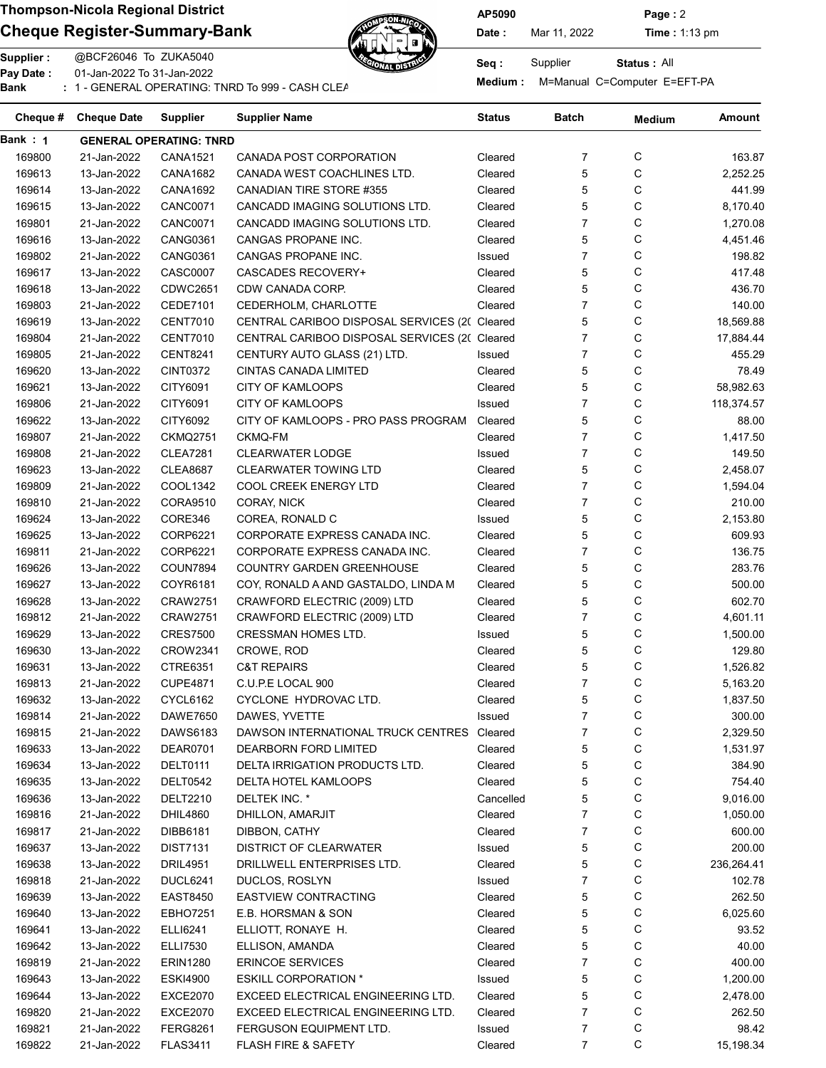# Thompson-Nicola Regional District

## Cheque Register-Summary-Bank

AP5090 **Page :** 2
**Date :** Mar 11, 2022 **Time :** 1:13 pm

**Supplier :** @BCF26046 To ZUKA5040
**Pay Date :** 01-Jan-2022 To 31-Jan-2022
**Bank** : 1 - GENERAL OPERATING: TNRD To 999 - CASH CLEA

**Seq :** Supplier **Status :** All
**Medium :** M=Manual C=Computer E=EFT-PA

| Cheque # | Cheque Date | Supplier | Supplier Name | Status | Batch | Medium | Amount |
|---|---|---|---|---|---|---|---|
| **Bank : 1** | **GENERAL OPERATING: TNRD** | | | | | | |
| 169800 | 21-Jan-2022 | CANA1521 | CANADA POST CORPORATION | Cleared | 7 | C | 163.87 |
| 169613 | 13-Jan-2022 | CANA1682 | CANADA WEST COACHLINES LTD. | Cleared | 5 | C | 2,252.25 |
| 169614 | 13-Jan-2022 | CANA1692 | CANADIAN TIRE STORE #355 | Cleared | 5 | C | 441.99 |
| 169615 | 13-Jan-2022 | CANC0071 | CANCADD IMAGING SOLUTIONS LTD. | Cleared | 5 | C | 8,170.40 |
| 169801 | 21-Jan-2022 | CANC0071 | CANCADD IMAGING SOLUTIONS LTD. | Cleared | 7 | C | 1,270.08 |
| 169616 | 13-Jan-2022 | CANG0361 | CANGAS PROPANE INC. | Cleared | 5 | C | 4,451.46 |
| 169802 | 21-Jan-2022 | CANG0361 | CANGAS PROPANE INC. | Issued | 7 | C | 198.82 |
| 169617 | 13-Jan-2022 | CASC0007 | CASCADES RECOVERY+ | Cleared | 5 | C | 417.48 |
| 169618 | 13-Jan-2022 | CDWC2651 | CDW CANADA CORP. | Cleared | 5 | C | 436.70 |
| 169803 | 21-Jan-2022 | CEDE7101 | CEDERHOLM, CHARLOTTE | Cleared | 7 | C | 140.00 |
| 169619 | 13-Jan-2022 | CENT7010 | CENTRAL CARIBOO DISPOSAL SERVICES (2( | Cleared | 5 | C | 18,569.88 |
| 169804 | 21-Jan-2022 | CENT7010 | CENTRAL CARIBOO DISPOSAL SERVICES (2( | Cleared | 7 | C | 17,884.44 |
| 169805 | 21-Jan-2022 | CENT8241 | CENTURY AUTO GLASS (21) LTD. | Issued | 7 | C | 455.29 |
| 169620 | 13-Jan-2022 | CINT0372 | CINTAS CANADA LIMITED | Cleared | 5 | C | 78.49 |
| 169621 | 13-Jan-2022 | CITY6091 | CITY OF KAMLOOPS | Cleared | 5 | C | 58,982.63 |
| 169806 | 21-Jan-2022 | CITY6091 | CITY OF KAMLOOPS | Issued | 7 | C | 118,374.57 |
| 169622 | 13-Jan-2022 | CITY6092 | CITY OF KAMLOOPS - PRO PASS PROGRAM | Cleared | 5 | C | 88.00 |
| 169807 | 21-Jan-2022 | CKMQ2751 | CKMQ-FM | Cleared | 7 | C | 1,417.50 |
| 169808 | 21-Jan-2022 | CLEA7281 | CLEARWATER LODGE | Issued | 7 | C | 149.50 |
| 169623 | 13-Jan-2022 | CLEA8687 | CLEARWATER TOWING LTD | Cleared | 5 | C | 2,458.07 |
| 169809 | 21-Jan-2022 | COOL1342 | COOL CREEK ENERGY LTD | Cleared | 7 | C | 1,594.04 |
| 169810 | 21-Jan-2022 | CORA9510 | CORAY, NICK | Cleared | 7 | C | 210.00 |
| 169624 | 13-Jan-2022 | CORE346 | COREA, RONALD C | Issued | 5 | C | 2,153.80 |
| 169625 | 13-Jan-2022 | CORP6221 | CORPORATE EXPRESS CANADA INC. | Cleared | 5 | C | 609.93 |
| 169811 | 21-Jan-2022 | CORP6221 | CORPORATE EXPRESS CANADA INC. | Cleared | 7 | C | 136.75 |
| 169626 | 13-Jan-2022 | COUN7894 | COUNTRY GARDEN GREENHOUSE | Cleared | 5 | C | 283.76 |
| 169627 | 13-Jan-2022 | COYR6181 | COY, RONALD A AND GASTALDO, LINDA M | Cleared | 5 | C | 500.00 |
| 169628 | 13-Jan-2022 | CRAW2751 | CRAWFORD ELECTRIC (2009) LTD | Cleared | 5 | C | 602.70 |
| 169812 | 21-Jan-2022 | CRAW2751 | CRAWFORD ELECTRIC (2009) LTD | Cleared | 7 | C | 4,601.11 |
| 169629 | 13-Jan-2022 | CRES7500 | CRESSMAN HOMES LTD. | Issued | 5 | C | 1,500.00 |
| 169630 | 13-Jan-2022 | CROW2341 | CROWE, ROD | Cleared | 5 | C | 129.80 |
| 169631 | 13-Jan-2022 | CTRE6351 | C&T REPAIRS | Cleared | 5 | C | 1,526.82 |
| 169813 | 21-Jan-2022 | CUPE4871 | C.U.P.E LOCAL 900 | Cleared | 7 | C | 5,163.20 |
| 169632 | 13-Jan-2022 | CYCL6162 | CYCLONE HYDROVAC LTD. | Cleared | 5 | C | 1,837.50 |
| 169814 | 21-Jan-2022 | DAWE7650 | DAWES, YVETTE | Issued | 7 | C | 300.00 |
| 169815 | 21-Jan-2022 | DAWS6183 | DAWSON INTERNATIONAL TRUCK CENTRES | Cleared | 7 | C | 2,329.50 |
| 169633 | 13-Jan-2022 | DEAR0701 | DEARBORN FORD LIMITED | Cleared | 5 | C | 1,531.97 |
| 169634 | 13-Jan-2022 | DELT0111 | DELTA IRRIGATION PRODUCTS LTD. | Cleared | 5 | C | 384.90 |
| 169635 | 13-Jan-2022 | DELT0542 | DELTA HOTEL KAMLOOPS | Cleared | 5 | C | 754.40 |
| 169636 | 13-Jan-2022 | DELT2210 | DELTEK INC. * | Cancelled | 5 | C | 9,016.00 |
| 169816 | 21-Jan-2022 | DHIL4860 | DHILLON, AMARJIT | Cleared | 7 | C | 1,050.00 |
| 169817 | 21-Jan-2022 | DIBB6181 | DIBBON, CATHY | Cleared | 7 | C | 600.00 |
| 169637 | 13-Jan-2022 | DIST7131 | DISTRICT OF CLEARWATER | Issued | 5 | C | 200.00 |
| 169638 | 13-Jan-2022 | DRIL4951 | DRILLWELL ENTERPRISES LTD. | Cleared | 5 | C | 236,264.41 |
| 169818 | 21-Jan-2022 | DUCL6241 | DUCLOS, ROSLYN | Issued | 7 | C | 102.78 |
| 169639 | 13-Jan-2022 | EAST8450 | EASTVIEW CONTRACTING | Cleared | 5 | C | 262.50 |
| 169640 | 13-Jan-2022 | EBHO7251 | E.B. HORSMAN & SON | Cleared | 5 | C | 6,025.60 |
| 169641 | 13-Jan-2022 | ELLI6241 | ELLIOTT, RONAYE H. | Cleared | 5 | C | 93.52 |
| 169642 | 13-Jan-2022 | ELLI7530 | ELLISON, AMANDA | Cleared | 5 | C | 40.00 |
| 169819 | 21-Jan-2022 | ERIN1280 | ERINCOE SERVICES | Cleared | 7 | C | 400.00 |
| 169643 | 13-Jan-2022 | ESKI4900 | ESKILL CORPORATION * | Issued | 5 | C | 1,200.00 |
| 169644 | 13-Jan-2022 | EXCE2070 | EXCEED ELECTRICAL ENGINEERING LTD. | Cleared | 5 | C | 2,478.00 |
| 169820 | 21-Jan-2022 | EXCE2070 | EXCEED ELECTRICAL ENGINEERING LTD. | Cleared | 7 | C | 262.50 |
| 169821 | 21-Jan-2022 | FERG8261 | FERGUSON EQUIPMENT LTD. | Issued | 7 | C | 98.42 |
| 169822 | 21-Jan-2022 | FLAS3411 | FLASH FIRE & SAFETY | Cleared | 7 | C | 15,198.34 |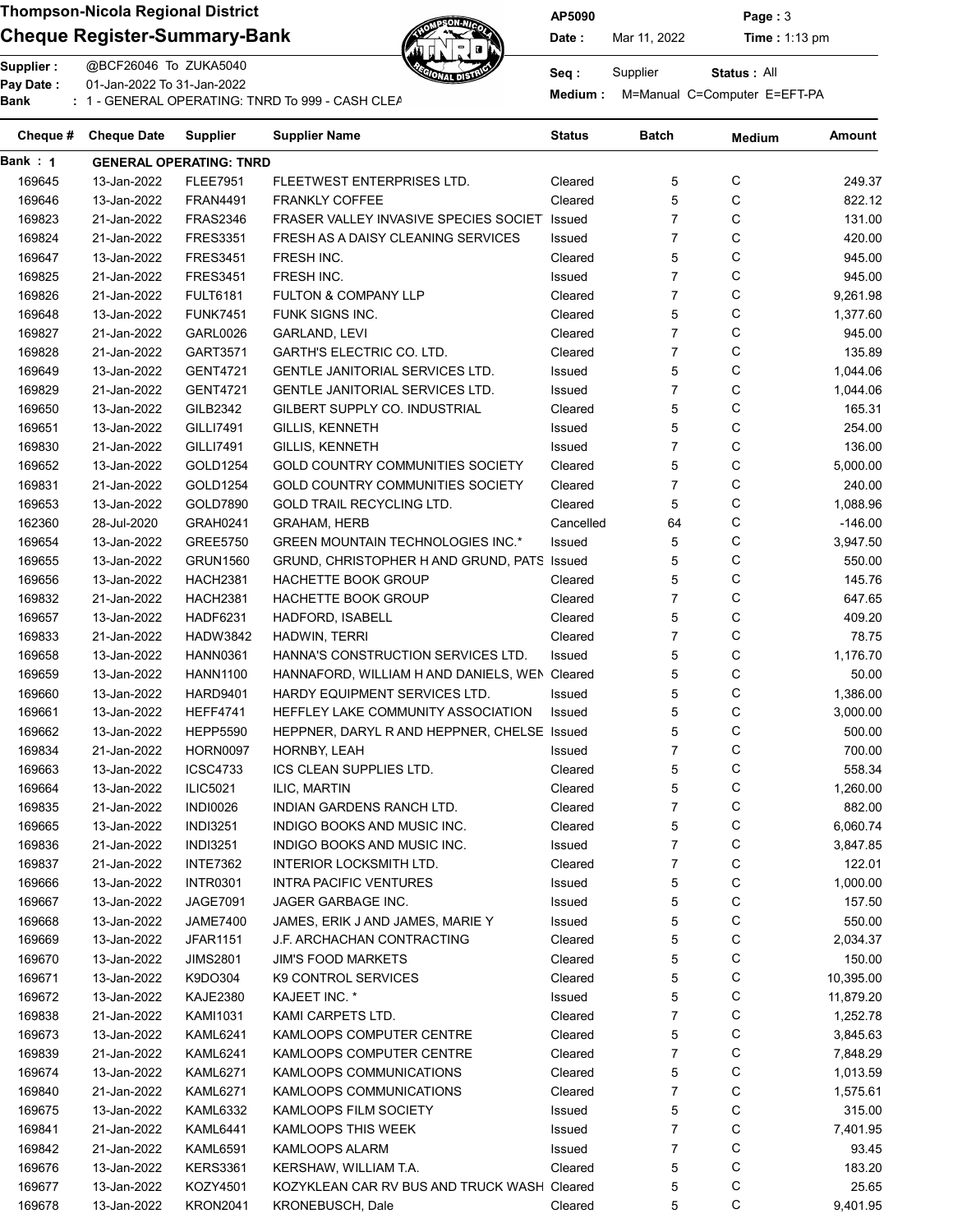# Thompson-Nicola Regional District

## Cheque Register-Summary-Bank

AP5090 | Date : Mar 11, 2022 | Time : 1:13 pm

Supplier : @BCF26046 To ZUKA5040
Pay Date : 01-Jan-2022 To 31-Jan-2022
Bank : 1 - GENERAL OPERATING: TNRD To 999 - CASH CLEA

Seq : Supplier | Status : All
Medium : M=Manual C=Computer E=EFT-PA

| Cheque # | Cheque Date | Supplier | Supplier Name | Status | Batch | Medium | Amount |
|---|---|---|---|---|---|---|---|
| Bank : 1 | GENERAL OPERATING: TNRD | | | | | | |
| 169645 | 13-Jan-2022 | FLEE7951 | FLEETWEST ENTERPRISES LTD. | Cleared | 5 | C | 249.37 |
| 169646 | 13-Jan-2022 | FRAN4491 | FRANKLY COFFEE | Cleared | 5 | C | 822.12 |
| 169823 | 21-Jan-2022 | FRAS2346 | FRASER VALLEY INVASIVE SPECIES SOCIET | Issued | 7 | C | 131.00 |
| 169824 | 21-Jan-2022 | FRES3351 | FRESH AS A DAISY CLEANING SERVICES | Issued | 7 | C | 420.00 |
| 169647 | 13-Jan-2022 | FRES3451 | FRESH INC. | Cleared | 5 | C | 945.00 |
| 169825 | 21-Jan-2022 | FRES3451 | FRESH INC. | Issued | 7 | C | 945.00 |
| 169826 | 21-Jan-2022 | FULT6181 | FULTON & COMPANY LLP | Cleared | 7 | C | 9,261.98 |
| 169648 | 13-Jan-2022 | FUNK7451 | FUNK SIGNS INC. | Cleared | 5 | C | 1,377.60 |
| 169827 | 21-Jan-2022 | GARL0026 | GARLAND, LEVI | Cleared | 7 | C | 945.00 |
| 169828 | 21-Jan-2022 | GART3571 | GARTH'S ELECTRIC CO. LTD. | Cleared | 7 | C | 135.89 |
| 169649 | 13-Jan-2022 | GENT4721 | GENTLE JANITORIAL SERVICES LTD. | Issued | 5 | C | 1,044.06 |
| 169829 | 21-Jan-2022 | GENT4721 | GENTLE JANITORIAL SERVICES LTD. | Issued | 7 | C | 1,044.06 |
| 169650 | 13-Jan-2022 | GILB2342 | GILBERT SUPPLY CO. INDUSTRIAL | Cleared | 5 | C | 165.31 |
| 169651 | 13-Jan-2022 | GILLI7491 | GILLIS, KENNETH | Issued | 5 | C | 254.00 |
| 169830 | 21-Jan-2022 | GILLI7491 | GILLIS, KENNETH | Issued | 7 | C | 136.00 |
| 169652 | 13-Jan-2022 | GOLD1254 | GOLD COUNTRY COMMUNITIES SOCIETY | Cleared | 5 | C | 5,000.00 |
| 169831 | 21-Jan-2022 | GOLD1254 | GOLD COUNTRY COMMUNITIES SOCIETY | Cleared | 7 | C | 240.00 |
| 169653 | 13-Jan-2022 | GOLD7890 | GOLD TRAIL RECYCLING LTD. | Cleared | 5 | C | 1,088.96 |
| 162360 | 28-Jul-2020 | GRAH0241 | GRAHAM, HERB | Cancelled | 64 | C | -146.00 |
| 169654 | 13-Jan-2022 | GREE5750 | GREEN MOUNTAIN TECHNOLOGIES INC.* | Issued | 5 | C | 3,947.50 |
| 169655 | 13-Jan-2022 | GRUN1560 | GRUND, CHRISTOPHER H AND GRUND, PATS | Issued | 5 | C | 550.00 |
| 169656 | 13-Jan-2022 | HACH2381 | HACHETTE BOOK GROUP | Cleared | 5 | C | 145.76 |
| 169832 | 21-Jan-2022 | HACH2381 | HACHETTE BOOK GROUP | Cleared | 7 | C | 647.65 |
| 169657 | 13-Jan-2022 | HADF6231 | HADFORD, ISABELL | Cleared | 5 | C | 409.20 |
| 169833 | 21-Jan-2022 | HADW3842 | HADWIN, TERRI | Cleared | 7 | C | 78.75 |
| 169658 | 13-Jan-2022 | HANN0361 | HANNA'S CONSTRUCTION SERVICES LTD. | Issued | 5 | C | 1,176.70 |
| 169659 | 13-Jan-2022 | HANN1100 | HANNAFORD, WILLIAM H AND DANIELS, WEN | Cleared | 5 | C | 50.00 |
| 169660 | 13-Jan-2022 | HARD9401 | HARDY EQUIPMENT SERVICES LTD. | Issued | 5 | C | 1,386.00 |
| 169661 | 13-Jan-2022 | HEFF4741 | HEFFLEY LAKE COMMUNITY ASSOCIATION | Issued | 5 | C | 3,000.00 |
| 169662 | 13-Jan-2022 | HEPP5590 | HEPPNER, DARYL R AND HEPPNER, CHELSE | Issued | 5 | C | 500.00 |
| 169834 | 21-Jan-2022 | HORN0097 | HORNBY, LEAH | Issued | 7 | C | 700.00 |
| 169663 | 13-Jan-2022 | ICSC4733 | ICS CLEAN SUPPLIES LTD. | Cleared | 5 | C | 558.34 |
| 169664 | 13-Jan-2022 | ILIC5021 | ILIC, MARTIN | Cleared | 5 | C | 1,260.00 |
| 169835 | 21-Jan-2022 | INDI0026 | INDIAN GARDENS RANCH LTD. | Cleared | 7 | C | 882.00 |
| 169665 | 13-Jan-2022 | INDI3251 | INDIGO BOOKS AND MUSIC INC. | Cleared | 5 | C | 6,060.74 |
| 169836 | 21-Jan-2022 | INDI3251 | INDIGO BOOKS AND MUSIC INC. | Issued | 7 | C | 3,847.85 |
| 169837 | 21-Jan-2022 | INTE7362 | INTERIOR LOCKSMITH LTD. | Cleared | 7 | C | 122.01 |
| 169666 | 13-Jan-2022 | INTR0301 | INTRA PACIFIC VENTURES | Issued | 5 | C | 1,000.00 |
| 169667 | 13-Jan-2022 | JAGE7091 | JAGER GARBAGE INC. | Issued | 5 | C | 157.50 |
| 169668 | 13-Jan-2022 | JAME7400 | JAMES, ERIK J AND JAMES, MARIE Y | Issued | 5 | C | 550.00 |
| 169669 | 13-Jan-2022 | JFAR1151 | J.F. ARCHACHAN CONTRACTING | Cleared | 5 | C | 2,034.37 |
| 169670 | 13-Jan-2022 | JIMS2801 | JIM'S FOOD MARKETS | Cleared | 5 | C | 150.00 |
| 169671 | 13-Jan-2022 | K9DO304 | K9 CONTROL SERVICES | Cleared | 5 | C | 10,395.00 |
| 169672 | 13-Jan-2022 | KAJE2380 | KAJEET INC. * | Issued | 5 | C | 11,879.20 |
| 169838 | 21-Jan-2022 | KAMI1031 | KAMI CARPETS LTD. | Cleared | 7 | C | 1,252.78 |
| 169673 | 13-Jan-2022 | KAML6241 | KAMLOOPS COMPUTER CENTRE | Cleared | 5 | C | 3,845.63 |
| 169839 | 21-Jan-2022 | KAML6241 | KAMLOOPS COMPUTER CENTRE | Cleared | 7 | C | 7,848.29 |
| 169674 | 13-Jan-2022 | KAML6271 | KAMLOOPS COMMUNICATIONS | Cleared | 5 | C | 1,013.59 |
| 169840 | 21-Jan-2022 | KAML6271 | KAMLOOPS COMMUNICATIONS | Cleared | 7 | C | 1,575.61 |
| 169675 | 13-Jan-2022 | KAML6332 | KAMLOOPS FILM SOCIETY | Issued | 5 | C | 315.00 |
| 169841 | 21-Jan-2022 | KAML6441 | KAMLOOPS THIS WEEK | Issued | 7 | C | 7,401.95 |
| 169842 | 21-Jan-2022 | KAML6591 | KAMLOOPS ALARM | Issued | 7 | C | 93.45 |
| 169676 | 13-Jan-2022 | KERS3361 | KERSHAW, WILLIAM T.A. | Cleared | 5 | C | 183.20 |
| 169677 | 13-Jan-2022 | KOZY4501 | KOZYKLEAN CAR RV BUS AND TRUCK WASH | Cleared | 5 | C | 25.65 |
| 169678 | 13-Jan-2022 | KRON2041 | KRONEBUSCH, Dale | Cleared | 5 | C | 9,401.95 |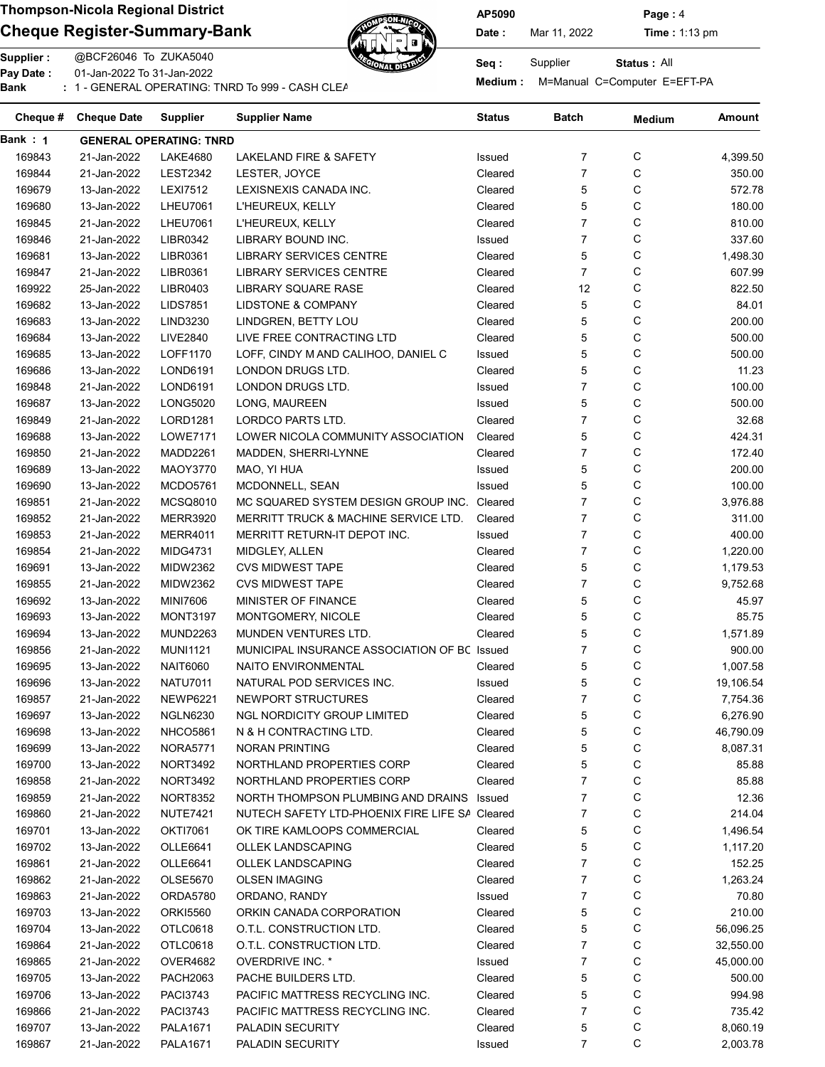**Thompson-Nicola Regional District**

**Cheque Register-Summary-Bank**

AP5090 | Date : Mar 11, 2022 | Time : 1:13 pm

Supplier : @BCF26046 To ZUKA5040

Pay Date : 01-Jan-2022 To 31-Jan-2022

Bank : 1 - GENERAL OPERATING: TNRD To 999 - CASH CLEA

Seq : Supplier | Status : All

Medium : M=Manual C=Computer E=EFT-PA

| Cheque # | Cheque Date | Supplier | Supplier Name | Status | Batch | Medium | Amount |
|---|---|---|---|---|---|---|---|
| **Bank : 1** | **GENERAL OPERATING: TNRD** | | | | | | |
| 169843 | 21-Jan-2022 | LAKE4680 | LAKELAND FIRE & SAFETY | Issued | 7 | C | 4,399.50 |
| 169844 | 21-Jan-2022 | LEST2342 | LESTER, JOYCE | Cleared | 7 | C | 350.00 |
| 169679 | 13-Jan-2022 | LEXI7512 | LEXISNEXIS CANADA INC. | Cleared | 5 | C | 572.78 |
| 169680 | 13-Jan-2022 | LHEU7061 | L'HEUREUX, KELLY | Cleared | 5 | C | 180.00 |
| 169845 | 21-Jan-2022 | LHEU7061 | L'HEUREUX, KELLY | Cleared | 7 | C | 810.00 |
| 169846 | 21-Jan-2022 | LIBR0342 | LIBRARY BOUND INC. | Issued | 7 | C | 337.60 |
| 169681 | 13-Jan-2022 | LIBR0361 | LIBRARY SERVICES CENTRE | Cleared | 5 | C | 1,498.30 |
| 169847 | 21-Jan-2022 | LIBR0361 | LIBRARY SERVICES CENTRE | Cleared | 7 | C | 607.99 |
| 169922 | 25-Jan-2022 | LIBR0403 | LIBRARY SQUARE RASE | Cleared | 12 | C | 822.50 |
| 169682 | 13-Jan-2022 | LIDS7851 | LIDSTONE & COMPANY | Cleared | 5 | C | 84.01 |
| 169683 | 13-Jan-2022 | LIND3230 | LINDGREN, BETTY LOU | Cleared | 5 | C | 200.00 |
| 169684 | 13-Jan-2022 | LIVE2840 | LIVE FREE CONTRACTING LTD | Cleared | 5 | C | 500.00 |
| 169685 | 13-Jan-2022 | LOFF1170 | LOFF, CINDY M AND CALIHOO, DANIEL C | Issued | 5 | C | 500.00 |
| 169686 | 13-Jan-2022 | LOND6191 | LONDON DRUGS LTD. | Cleared | 5 | C | 11.23 |
| 169848 | 21-Jan-2022 | LOND6191 | LONDON DRUGS LTD. | Issued | 7 | C | 100.00 |
| 169687 | 13-Jan-2022 | LONG5020 | LONG, MAUREEN | Issued | 5 | C | 500.00 |
| 169849 | 21-Jan-2022 | LORD1281 | LORDCO PARTS LTD. | Cleared | 7 | C | 32.68 |
| 169688 | 13-Jan-2022 | LOWE7171 | LOWER NICOLA COMMUNITY ASSOCIATION | Cleared | 5 | C | 424.31 |
| 169850 | 21-Jan-2022 | MADD2261 | MADDEN, SHERRI-LYNNE | Cleared | 7 | C | 172.40 |
| 169689 | 13-Jan-2022 | MAOY3770 | MAO, YI HUA | Issued | 5 | C | 200.00 |
| 169690 | 13-Jan-2022 | MCDO5761 | MCDONNELL, SEAN | Issued | 5 | C | 100.00 |
| 169851 | 21-Jan-2022 | MCSQ8010 | MC SQUARED SYSTEM DESIGN GROUP INC. | Cleared | 7 | C | 3,976.88 |
| 169852 | 21-Jan-2022 | MERR3920 | MERRITT TRUCK & MACHINE SERVICE LTD. | Cleared | 7 | C | 311.00 |
| 169853 | 21-Jan-2022 | MERR4011 | MERRITT RETURN-IT DEPOT INC. | Issued | 7 | C | 400.00 |
| 169854 | 21-Jan-2022 | MIDG4731 | MIDGLEY, ALLEN | Cleared | 7 | C | 1,220.00 |
| 169691 | 13-Jan-2022 | MIDW2362 | CVS MIDWEST TAPE | Cleared | 5 | C | 1,179.53 |
| 169855 | 21-Jan-2022 | MIDW2362 | CVS MIDWEST TAPE | Cleared | 7 | C | 9,752.68 |
| 169692 | 13-Jan-2022 | MINI7606 | MINISTER OF FINANCE | Cleared | 5 | C | 45.97 |
| 169693 | 13-Jan-2022 | MONT3197 | MONTGOMERY, NICOLE | Cleared | 5 | C | 85.75 |
| 169694 | 13-Jan-2022 | MUND2263 | MUNDEN VENTURES LTD. | Cleared | 5 | C | 1,571.89 |
| 169856 | 21-Jan-2022 | MUNI1121 | MUNICIPAL INSURANCE ASSOCIATION OF BC | Issued | 7 | C | 900.00 |
| 169695 | 13-Jan-2022 | NAIT6060 | NAITO ENVIRONMENTAL | Cleared | 5 | C | 1,007.58 |
| 169696 | 13-Jan-2022 | NATU7011 | NATURAL POD SERVICES INC. | Issued | 5 | C | 19,106.54 |
| 169857 | 21-Jan-2022 | NEWP6221 | NEWPORT STRUCTURES | Cleared | 7 | C | 7,754.36 |
| 169697 | 13-Jan-2022 | NGLN6230 | NGL NORDICITY GROUP LIMITED | Cleared | 5 | C | 6,276.90 |
| 169698 | 13-Jan-2022 | NHCO5861 | N & H CONTRACTING LTD. | Cleared | 5 | C | 46,790.09 |
| 169699 | 13-Jan-2022 | NORA5771 | NORAN PRINTING | Cleared | 5 | C | 8,087.31 |
| 169700 | 13-Jan-2022 | NORT3492 | NORTHLAND PROPERTIES CORP | Cleared | 5 | C | 85.88 |
| 169858 | 21-Jan-2022 | NORT3492 | NORTHLAND PROPERTIES CORP | Cleared | 7 | C | 85.88 |
| 169859 | 21-Jan-2022 | NORT8352 | NORTH THOMPSON PLUMBING AND DRAINS | Issued | 7 | C | 12.36 |
| 169860 | 21-Jan-2022 | NUTE7421 | NUTECH SAFETY LTD-PHOENIX FIRE LIFE SA | Cleared | 7 | C | 214.04 |
| 169701 | 13-Jan-2022 | OKTI7061 | OK TIRE KAMLOOPS COMMERCIAL | Cleared | 5 | C | 1,496.54 |
| 169702 | 13-Jan-2022 | OLLE6641 | OLLEK LANDSCAPING | Cleared | 5 | C | 1,117.20 |
| 169861 | 21-Jan-2022 | OLLE6641 | OLLEK LANDSCAPING | Cleared | 7 | C | 152.25 |
| 169862 | 21-Jan-2022 | OLSE5670 | OLSEN IMAGING | Cleared | 7 | C | 1,263.24 |
| 169863 | 21-Jan-2022 | ORDA5780 | ORDANO, RANDY | Issued | 7 | C | 70.80 |
| 169703 | 13-Jan-2022 | ORKI5560 | ORKIN CANADA CORPORATION | Cleared | 5 | C | 210.00 |
| 169704 | 13-Jan-2022 | OTLC0618 | O.T.L. CONSTRUCTION LTD. | Cleared | 5 | C | 56,096.25 |
| 169864 | 21-Jan-2022 | OTLC0618 | O.T.L. CONSTRUCTION LTD. | Cleared | 7 | C | 32,550.00 |
| 169865 | 21-Jan-2022 | OVER4682 | OVERDRIVE INC. * | Issued | 7 | C | 45,000.00 |
| 169705 | 13-Jan-2022 | PACH2063 | PACHE BUILDERS LTD. | Cleared | 5 | C | 500.00 |
| 169706 | 13-Jan-2022 | PACI3743 | PACIFIC MATTRESS RECYCLING INC. | Cleared | 5 | C | 994.98 |
| 169866 | 21-Jan-2022 | PACI3743 | PACIFIC MATTRESS RECYCLING INC. | Cleared | 7 | C | 735.42 |
| 169707 | 13-Jan-2022 | PALA1671 | PALADIN SECURITY | Cleared | 5 | C | 8,060.19 |
| 169867 | 21-Jan-2022 | PALA1671 | PALADIN SECURITY | Issued | 7 | C | 2,003.78 |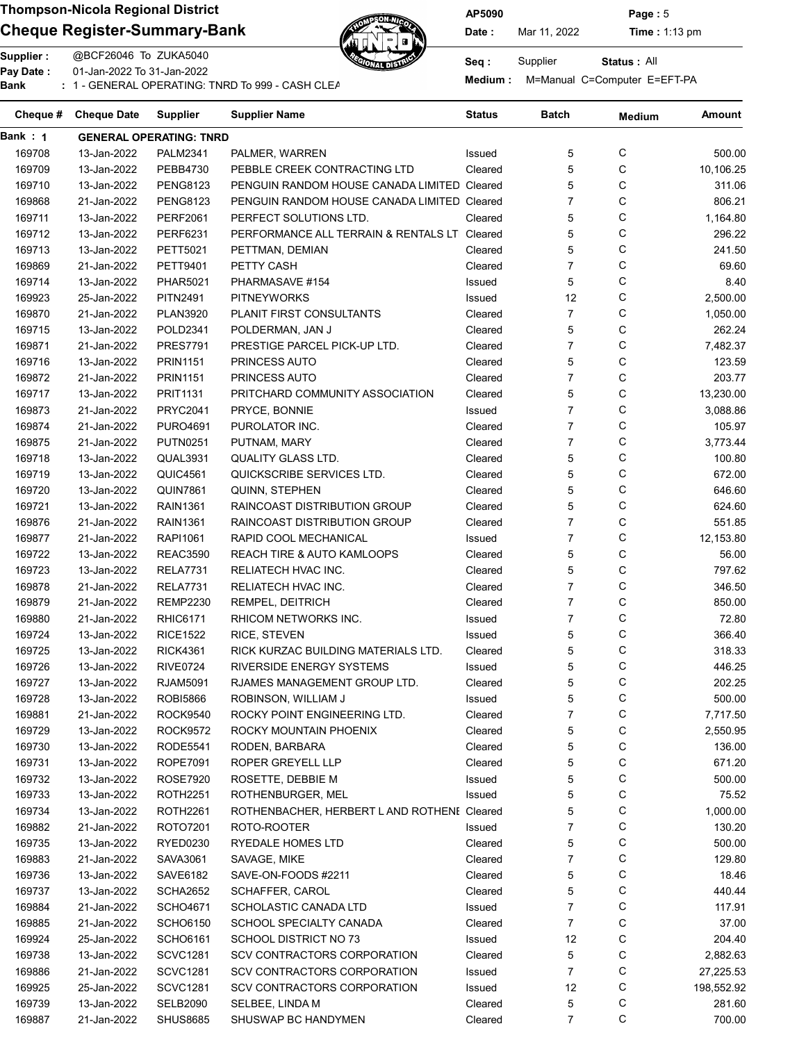# Thompson-Nicola Regional District

## Cheque Register-Summary-Bank

AP5090  
Date : Mar 11, 2022  
Time : 1:13 pm

Supplier : @BCF26046 To ZUKA5040  
Pay Date : 01-Jan-2022 To 31-Jan-2022  
Bank : 1 - GENERAL OPERATING: TNRD To 999 - CASH CLEA

Seq : Supplier  
Status : All  
Medium : M=Manual C=Computer E=EFT-PA

**Bank : 1 GENERAL OPERATING: TNRD**

| Cheque # | Cheque Date | Supplier | Supplier Name | Status | Batch | Medium | Amount |
|---|---|---|---|---|---|---|---|
| 169708 | 13-Jan-2022 | PALM2341 | PALMER, WARREN | Issued | 5 | C | 500.00 |
| 169709 | 13-Jan-2022 | PEBB4730 | PEBBLE CREEK CONTRACTING LTD | Cleared | 5 | C | 10,106.25 |
| 169710 | 13-Jan-2022 | PENG8123 | PENGUIN RANDOM HOUSE CANADA LIMITED | Cleared | 5 | C | 311.06 |
| 169868 | 21-Jan-2022 | PENG8123 | PENGUIN RANDOM HOUSE CANADA LIMITED | Cleared | 7 | C | 806.21 |
| 169711 | 13-Jan-2022 | PERF2061 | PERFECT SOLUTIONS LTD. | Cleared | 5 | C | 1,164.80 |
| 169712 | 13-Jan-2022 | PERF6231 | PERFORMANCE ALL TERRAIN & RENTALS LT | Cleared | 5 | C | 296.22 |
| 169713 | 13-Jan-2022 | PETT5021 | PETTMAN, DEMIAN | Cleared | 5 | C | 241.50 |
| 169869 | 21-Jan-2022 | PETT9401 | PETTY CASH | Cleared | 7 | C | 69.60 |
| 169714 | 13-Jan-2022 | PHAR5021 | PHARMASAVE #154 | Issued | 5 | C | 8.40 |
| 169923 | 25-Jan-2022 | PITN2491 | PITNEYWORKS | Issued | 12 | C | 2,500.00 |
| 169870 | 21-Jan-2022 | PLAN3920 | PLANIT FIRST CONSULTANTS | Cleared | 7 | C | 1,050.00 |
| 169715 | 13-Jan-2022 | POLD2341 | POLDERMAN, JAN J | Cleared | 5 | C | 262.24 |
| 169871 | 21-Jan-2022 | PRES7791 | PRESTIGE PARCEL PICK-UP LTD. | Cleared | 7 | C | 7,482.37 |
| 169716 | 13-Jan-2022 | PRIN1151 | PRINCESS AUTO | Cleared | 5 | C | 123.59 |
| 169872 | 21-Jan-2022 | PRIN1151 | PRINCESS AUTO | Cleared | 7 | C | 203.77 |
| 169717 | 13-Jan-2022 | PRIT1131 | PRITCHARD COMMUNITY ASSOCIATION | Cleared | 5 | C | 13,230.00 |
| 169873 | 21-Jan-2022 | PRYC2041 | PRYCE, BONNIE | Issued | 7 | C | 3,088.86 |
| 169874 | 21-Jan-2022 | PURO4691 | PUROLATOR INC. | Cleared | 7 | C | 105.97 |
| 169875 | 21-Jan-2022 | PUTN0251 | PUTNAM, MARY | Cleared | 7 | C | 3,773.44 |
| 169718 | 13-Jan-2022 | QUAL3931 | QUALITY GLASS LTD. | Cleared | 5 | C | 100.80 |
| 169719 | 13-Jan-2022 | QUIC4561 | QUICKSCRIBE SERVICES LTD. | Cleared | 5 | C | 672.00 |
| 169720 | 13-Jan-2022 | QUIN7861 | QUINN, STEPHEN | Cleared | 5 | C | 646.60 |
| 169721 | 13-Jan-2022 | RAIN1361 | RAINCOAST DISTRIBUTION GROUP | Cleared | 5 | C | 624.60 |
| 169876 | 21-Jan-2022 | RAIN1361 | RAINCOAST DISTRIBUTION GROUP | Cleared | 7 | C | 551.85 |
| 169877 | 21-Jan-2022 | RAPI1061 | RAPID COOL MECHANICAL | Issued | 7 | C | 12,153.80 |
| 169722 | 13-Jan-2022 | REAC3590 | REACH TIRE & AUTO KAMLOOPS | Cleared | 5 | C | 56.00 |
| 169723 | 13-Jan-2022 | RELA7731 | RELIATECH HVAC INC. | Cleared | 5 | C | 797.62 |
| 169878 | 21-Jan-2022 | RELA7731 | RELIATECH HVAC INC. | Cleared | 7 | C | 346.50 |
| 169879 | 21-Jan-2022 | REMP2230 | REMPEL, DEITRICH | Cleared | 7 | C | 850.00 |
| 169880 | 21-Jan-2022 | RHIC6171 | RHICOM NETWORKS INC. | Issued | 7 | C | 72.80 |
| 169724 | 13-Jan-2022 | RICE1522 | RICE, STEVEN | Issued | 5 | C | 366.40 |
| 169725 | 13-Jan-2022 | RICK4361 | RICK KURZAC BUILDING MATERIALS LTD. | Cleared | 5 | C | 318.33 |
| 169726 | 13-Jan-2022 | RIVE0724 | RIVERSIDE ENERGY SYSTEMS | Issued | 5 | C | 446.25 |
| 169727 | 13-Jan-2022 | RJAM5091 | RJAMES MANAGEMENT GROUP LTD. | Cleared | 5 | C | 202.25 |
| 169728 | 13-Jan-2022 | ROBI5866 | ROBINSON, WILLIAM J | Issued | 5 | C | 500.00 |
| 169881 | 21-Jan-2022 | ROCK9540 | ROCKY POINT ENGINEERING LTD. | Cleared | 7 | C | 7,717.50 |
| 169729 | 13-Jan-2022 | ROCK9572 | ROCKY MOUNTAIN PHOENIX | Cleared | 5 | C | 2,550.95 |
| 169730 | 13-Jan-2022 | RODE5541 | RODEN, BARBARA | Cleared | 5 | C | 136.00 |
| 169731 | 13-Jan-2022 | ROPE7091 | ROPER GREYELL LLP | Cleared | 5 | C | 671.20 |
| 169732 | 13-Jan-2022 | ROSE7920 | ROSETTE, DEBBIE M | Issued | 5 | C | 500.00 |
| 169733 | 13-Jan-2022 | ROTH2251 | ROTHENBURGER, MEL | Issued | 5 | C | 75.52 |
| 169734 | 13-Jan-2022 | ROTH2261 | ROTHENBACHER, HERBERT L AND ROTHENE | Cleared | 5 | C | 1,000.00 |
| 169882 | 21-Jan-2022 | ROTO7201 | ROTO-ROOTER | Issued | 7 | C | 130.20 |
| 169735 | 13-Jan-2022 | RYED0230 | RYEDALE HOMES LTD | Cleared | 5 | C | 500.00 |
| 169883 | 21-Jan-2022 | SAVA3061 | SAVAGE, MIKE | Cleared | 7 | C | 129.80 |
| 169736 | 13-Jan-2022 | SAVE6182 | SAVE-ON-FOODS #2211 | Cleared | 5 | C | 18.46 |
| 169737 | 13-Jan-2022 | SCHA2652 | SCHAFFER, CAROL | Cleared | 5 | C | 440.44 |
| 169884 | 21-Jan-2022 | SCHO4671 | SCHOLASTIC CANADA LTD | Issued | 7 | C | 117.91 |
| 169885 | 21-Jan-2022 | SCHO6150 | SCHOOL SPECIALTY CANADA | Cleared | 7 | C | 37.00 |
| 169924 | 25-Jan-2022 | SCHO6161 | SCHOOL DISTRICT NO 73 | Issued | 12 | C | 204.40 |
| 169738 | 13-Jan-2022 | SCVC1281 | SCV CONTRACTORS CORPORATION | Cleared | 5 | C | 2,882.63 |
| 169886 | 21-Jan-2022 | SCVC1281 | SCV CONTRACTORS CORPORATION | Issued | 7 | C | 27,225.53 |
| 169925 | 25-Jan-2022 | SCVC1281 | SCV CONTRACTORS CORPORATION | Issued | 12 | C | 198,552.92 |
| 169739 | 13-Jan-2022 | SELB2090 | SELBEE, LINDA M | Cleared | 5 | C | 281.60 |
| 169887 | 21-Jan-2022 | SHUS8685 | SHUSWAP BC HANDYMEN | Cleared | 7 | C | 700.00 |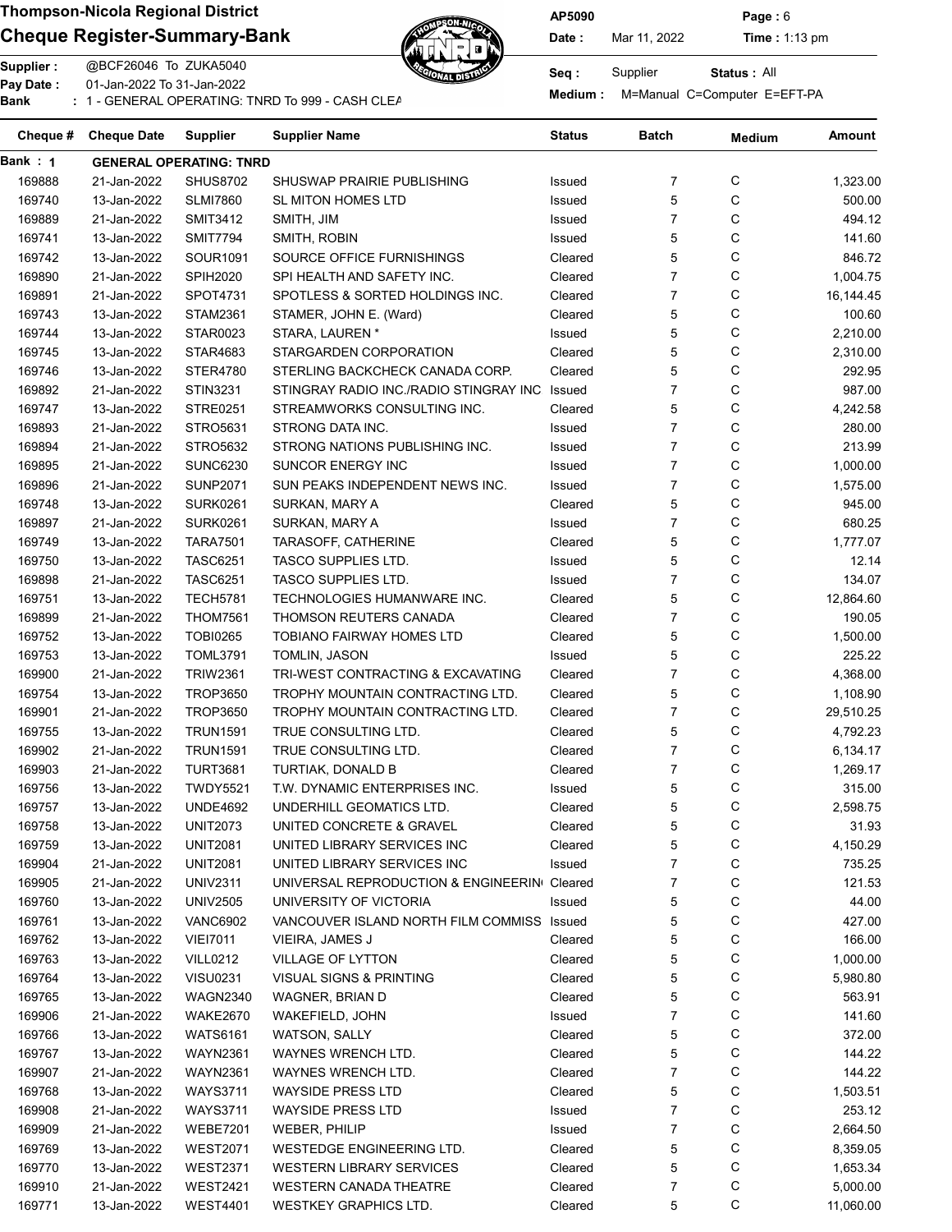# Thompson-Nicola Regional District
## Cheque Register-Summary-Bank

AP5090 | Date : Mar 11, 2022 | Page : 6 | Time : 1:13 pm

Supplier : @BCF26046 To ZUKA5040
Pay Date : 01-Jan-2022 To 31-Jan-2022
Bank : 1 - GENERAL OPERATING: TNRD To 999 - CASH CLEA

Seq : Supplier | Status : All
Medium : M=Manual C=Computer E=EFT-PA

| Cheque # | Cheque Date | Supplier | Supplier Name | Status | Batch | Medium | Amount |
|---|---|---|---|---|---|---|---|
| Bank : 1 | GENERAL OPERATING: TNRD | | | | | | |
| 169888 | 21-Jan-2022 | SHUS8702 | SHUSWAP PRAIRIE PUBLISHING | Issued | 7 | C | 1,323.00 |
| 169740 | 13-Jan-2022 | SLMI7860 | SL MITON HOMES LTD | Issued | 5 | C | 500.00 |
| 169889 | 21-Jan-2022 | SMIT3412 | SMITH, JIM | Issued | 7 | C | 494.12 |
| 169741 | 13-Jan-2022 | SMIT7794 | SMITH, ROBIN | Issued | 5 | C | 141.60 |
| 169742 | 13-Jan-2022 | SOUR1091 | SOURCE OFFICE FURNISHINGS | Cleared | 5 | C | 846.72 |
| 169890 | 21-Jan-2022 | SPIH2020 | SPI HEALTH AND SAFETY INC. | Cleared | 7 | C | 1,004.75 |
| 169891 | 21-Jan-2022 | SPOT4731 | SPOTLESS & SORTED HOLDINGS INC. | Cleared | 7 | C | 16,144.45 |
| 169743 | 13-Jan-2022 | STAM2361 | STAMER, JOHN E. (Ward) | Cleared | 5 | C | 100.60 |
| 169744 | 13-Jan-2022 | STAR0023 | STARA, LAUREN * | Issued | 5 | C | 2,210.00 |
| 169745 | 13-Jan-2022 | STAR4683 | STARGARDEN CORPORATION | Cleared | 5 | C | 2,310.00 |
| 169746 | 13-Jan-2022 | STER4780 | STERLING BACKCHECK CANADA CORP. | Cleared | 5 | C | 292.95 |
| 169892 | 21-Jan-2022 | STIN3231 | STINGRAY RADIO INC./RADIO STINGRAY INC | Issued | 7 | C | 987.00 |
| 169747 | 13-Jan-2022 | STRE0251 | STREAMWORKS CONSULTING INC. | Cleared | 5 | C | 4,242.58 |
| 169893 | 21-Jan-2022 | STRO5631 | STRONG DATA INC. | Issued | 7 | C | 280.00 |
| 169894 | 21-Jan-2022 | STRO5632 | STRONG NATIONS PUBLISHING INC. | Issued | 7 | C | 213.99 |
| 169895 | 21-Jan-2022 | SUNC6230 | SUNCOR ENERGY INC | Issued | 7 | C | 1,000.00 |
| 169896 | 21-Jan-2022 | SUNP2071 | SUN PEAKS INDEPENDENT NEWS INC. | Issued | 7 | C | 1,575.00 |
| 169748 | 13-Jan-2022 | SURK0261 | SURKAN, MARY A | Cleared | 5 | C | 945.00 |
| 169897 | 21-Jan-2022 | SURK0261 | SURKAN, MARY A | Issued | 7 | C | 680.25 |
| 169749 | 13-Jan-2022 | TARA7501 | TARASOFF, CATHERINE | Cleared | 5 | C | 1,777.07 |
| 169750 | 13-Jan-2022 | TASC6251 | TASCO SUPPLIES LTD. | Issued | 5 | C | 12.14 |
| 169898 | 21-Jan-2022 | TASC6251 | TASCO SUPPLIES LTD. | Issued | 7 | C | 134.07 |
| 169751 | 13-Jan-2022 | TECH5781 | TECHNOLOGIES HUMANWARE INC. | Cleared | 5 | C | 12,864.60 |
| 169899 | 21-Jan-2022 | THOM7561 | THOMSON REUTERS CANADA | Cleared | 7 | C | 190.05 |
| 169752 | 13-Jan-2022 | TOBI0265 | TOBIANO FAIRWAY HOMES LTD | Cleared | 5 | C | 1,500.00 |
| 169753 | 13-Jan-2022 | TOML3791 | TOMLIN, JASON | Issued | 5 | C | 225.22 |
| 169900 | 21-Jan-2022 | TRIW2361 | TRI-WEST CONTRACTING & EXCAVATING | Cleared | 7 | C | 4,368.00 |
| 169754 | 13-Jan-2022 | TROP3650 | TROPHY MOUNTAIN CONTRACTING LTD. | Cleared | 5 | C | 1,108.90 |
| 169901 | 21-Jan-2022 | TROP3650 | TROPHY MOUNTAIN CONTRACTING LTD. | Cleared | 7 | C | 29,510.25 |
| 169755 | 13-Jan-2022 | TRUN1591 | TRUE CONSULTING LTD. | Cleared | 5 | C | 4,792.23 |
| 169902 | 21-Jan-2022 | TRUN1591 | TRUE CONSULTING LTD. | Cleared | 7 | C | 6,134.17 |
| 169903 | 21-Jan-2022 | TURT3681 | TURTIAK, DONALD B | Cleared | 7 | C | 1,269.17 |
| 169756 | 13-Jan-2022 | TWDY5521 | T.W. DYNAMIC ENTERPRISES INC. | Issued | 5 | C | 315.00 |
| 169757 | 13-Jan-2022 | UNDE4692 | UNDERHILL GEOMATICS LTD. | Cleared | 5 | C | 2,598.75 |
| 169758 | 13-Jan-2022 | UNIT2073 | UNITED CONCRETE & GRAVEL | Cleared | 5 | C | 31.93 |
| 169759 | 13-Jan-2022 | UNIT2081 | UNITED LIBRARY SERVICES INC | Cleared | 5 | C | 4,150.29 |
| 169904 | 21-Jan-2022 | UNIT2081 | UNITED LIBRARY SERVICES INC | Issued | 7 | C | 735.25 |
| 169905 | 21-Jan-2022 | UNIV2311 | UNIVERSAL REPRODUCTION & ENGINEERIN | Cleared | 7 | C | 121.53 |
| 169760 | 13-Jan-2022 | UNIV2505 | UNIVERSITY OF VICTORIA | Issued | 5 | C | 44.00 |
| 169761 | 13-Jan-2022 | VANC6902 | VANCOUVER ISLAND NORTH FILM COMMISS | Issued | 5 | C | 427.00 |
| 169762 | 13-Jan-2022 | VIEI7011 | VIEIRA, JAMES J | Cleared | 5 | C | 166.00 |
| 169763 | 13-Jan-2022 | VILL0212 | VILLAGE OF LYTTON | Cleared | 5 | C | 1,000.00 |
| 169764 | 13-Jan-2022 | VISU0231 | VISUAL SIGNS & PRINTING | Cleared | 5 | C | 5,980.80 |
| 169765 | 13-Jan-2022 | WAGN2340 | WAGNER, BRIAN D | Cleared | 5 | C | 563.91 |
| 169906 | 21-Jan-2022 | WAKE2670 | WAKEFIELD, JOHN | Issued | 7 | C | 141.60 |
| 169766 | 13-Jan-2022 | WATS6161 | WATSON, SALLY | Cleared | 5 | C | 372.00 |
| 169767 | 13-Jan-2022 | WAYN2361 | WAYNES WRENCH LTD. | Cleared | 5 | C | 144.22 |
| 169907 | 21-Jan-2022 | WAYN2361 | WAYNES WRENCH LTD. | Cleared | 7 | C | 144.22 |
| 169768 | 13-Jan-2022 | WAYS3711 | WAYSIDE PRESS LTD | Cleared | 5 | C | 1,503.51 |
| 169908 | 21-Jan-2022 | WAYS3711 | WAYSIDE PRESS LTD | Issued | 7 | C | 253.12 |
| 169909 | 21-Jan-2022 | WEBE7201 | WEBER, PHILIP | Issued | 7 | C | 2,664.50 |
| 169769 | 13-Jan-2022 | WEST2071 | WESTEDGE ENGINEERING LTD. | Cleared | 5 | C | 8,359.05 |
| 169770 | 13-Jan-2022 | WEST2371 | WESTERN LIBRARY SERVICES | Cleared | 5 | C | 1,653.34 |
| 169910 | 21-Jan-2022 | WEST2421 | WESTERN CANADA THEATRE | Cleared | 7 | C | 5,000.00 |
| 169771 | 13-Jan-2022 | WEST4401 | WESTKEY GRAPHICS LTD. | Cleared | 5 | C | 11,060.00 |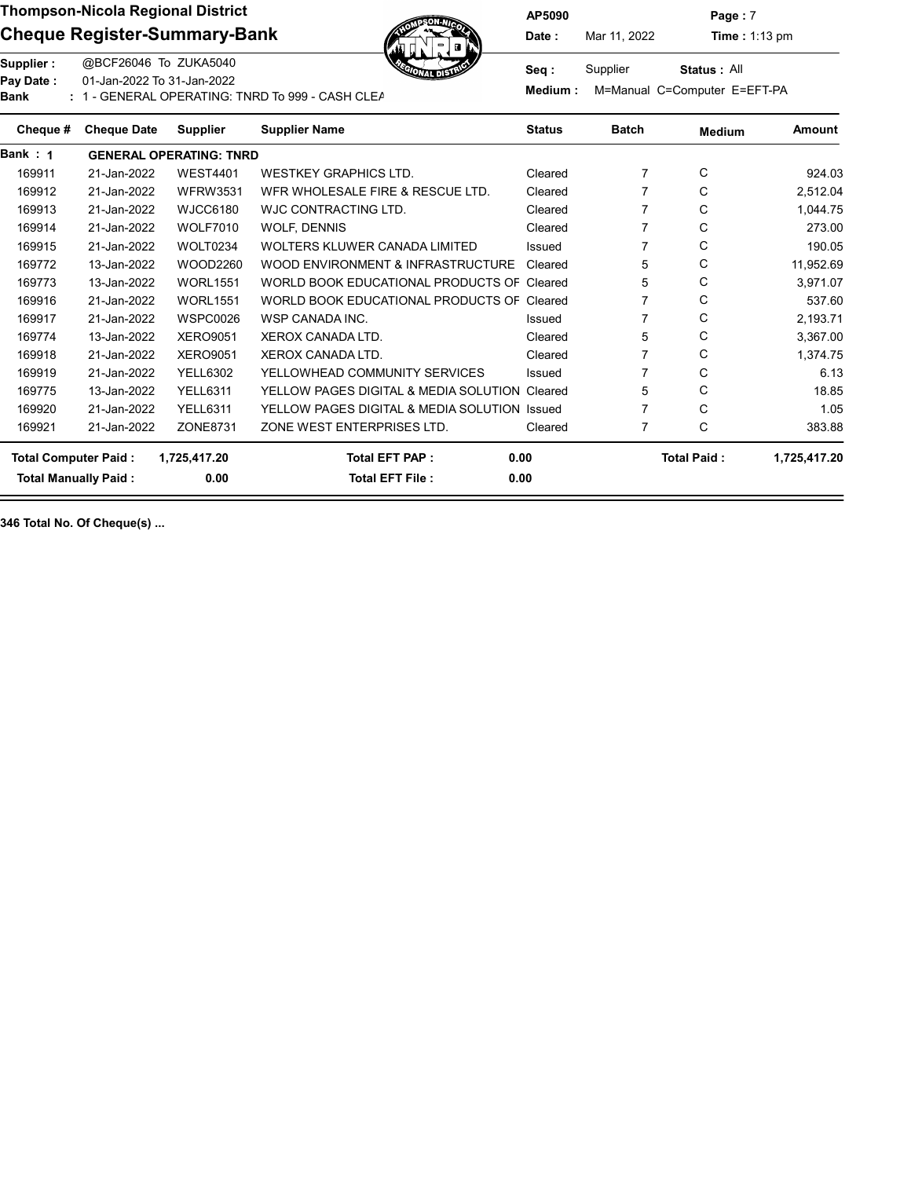# Thompson-Nicola Regional District

## Cheque Register-Summary-Bank

AP5090

Date : Mar 11, 2022 Time : 1:13 pm

Supplier : @BCF26046 To ZUKA5040

Pay Date : 01-Jan-2022 To 31-Jan-2022

Bank : 1 - GENERAL OPERATING: TNRD To 999 - CASH CLEA

Seq : Supplier Status : All

Medium : M=Manual C=Computer E=EFT-PA

| Cheque # | Cheque Date | Supplier | Supplier Name | Status | Batch | Medium | Amount |
|---|---|---|---|---|---|---|---|
| Bank : 1 | GENERAL OPERATING: TNRD | | | | | | |
| 169911 | 21-Jan-2022 | WEST4401 | WESTKEY GRAPHICS LTD. | Cleared | 7 | C | 924.03 |
| 169912 | 21-Jan-2022 | WFRW3531 | WFR WHOLESALE FIRE & RESCUE LTD. | Cleared | 7 | C | 2,512.04 |
| 169913 | 21-Jan-2022 | WJCC6180 | WJC CONTRACTING LTD. | Cleared | 7 | C | 1,044.75 |
| 169914 | 21-Jan-2022 | WOLF7010 | WOLF, DENNIS | Cleared | 7 | C | 273.00 |
| 169915 | 21-Jan-2022 | WOLT0234 | WOLTERS KLUWER CANADA LIMITED | Issued | 7 | C | 190.05 |
| 169772 | 13-Jan-2022 | WOOD2260 | WOOD ENVIRONMENT & INFRASTRUCTURE | Cleared | 5 | C | 11,952.69 |
| 169773 | 13-Jan-2022 | WORL1551 | WORLD BOOK EDUCATIONAL PRODUCTS OF | Cleared | 5 | C | 3,971.07 |
| 169916 | 21-Jan-2022 | WORL1551 | WORLD BOOK EDUCATIONAL PRODUCTS OF | Cleared | 7 | C | 537.60 |
| 169917 | 21-Jan-2022 | WSPC0026 | WSP CANADA INC. | Issued | 7 | C | 2,193.71 |
| 169774 | 13-Jan-2022 | XERO9051 | XEROX CANADA LTD. | Cleared | 5 | C | 3,367.00 |
| 169918 | 21-Jan-2022 | XERO9051 | XEROX CANADA LTD. | Cleared | 7 | C | 1,374.75 |
| 169919 | 21-Jan-2022 | YELL6302 | YELLOWHEAD COMMUNITY SERVICES | Issued | 7 | C | 6.13 |
| 169775 | 13-Jan-2022 | YELL6311 | YELLOW PAGES DIGITAL & MEDIA SOLUTION | Cleared | 5 | C | 18.85 |
| 169920 | 21-Jan-2022 | YELL6311 | YELLOW PAGES DIGITAL & MEDIA SOLUTION | Issued | 7 | C | 1.05 |
| 169921 | 21-Jan-2022 | ZONE8731 | ZONE WEST ENTERPRISES LTD. | Cleared | 7 | C | 383.88 |

| | | | | | |
|---|---|---|---|---|---|
| **Total Computer Paid :** | **1,725,417.20** | **Total EFT PAP :** | **0.00** | **Total Paid :** | **1,725,417.20** |
| **Total Manually Paid :** | **0.00** | **Total EFT File :** | **0.00** | | |

**346 Total No. Of Cheque(s) ...**